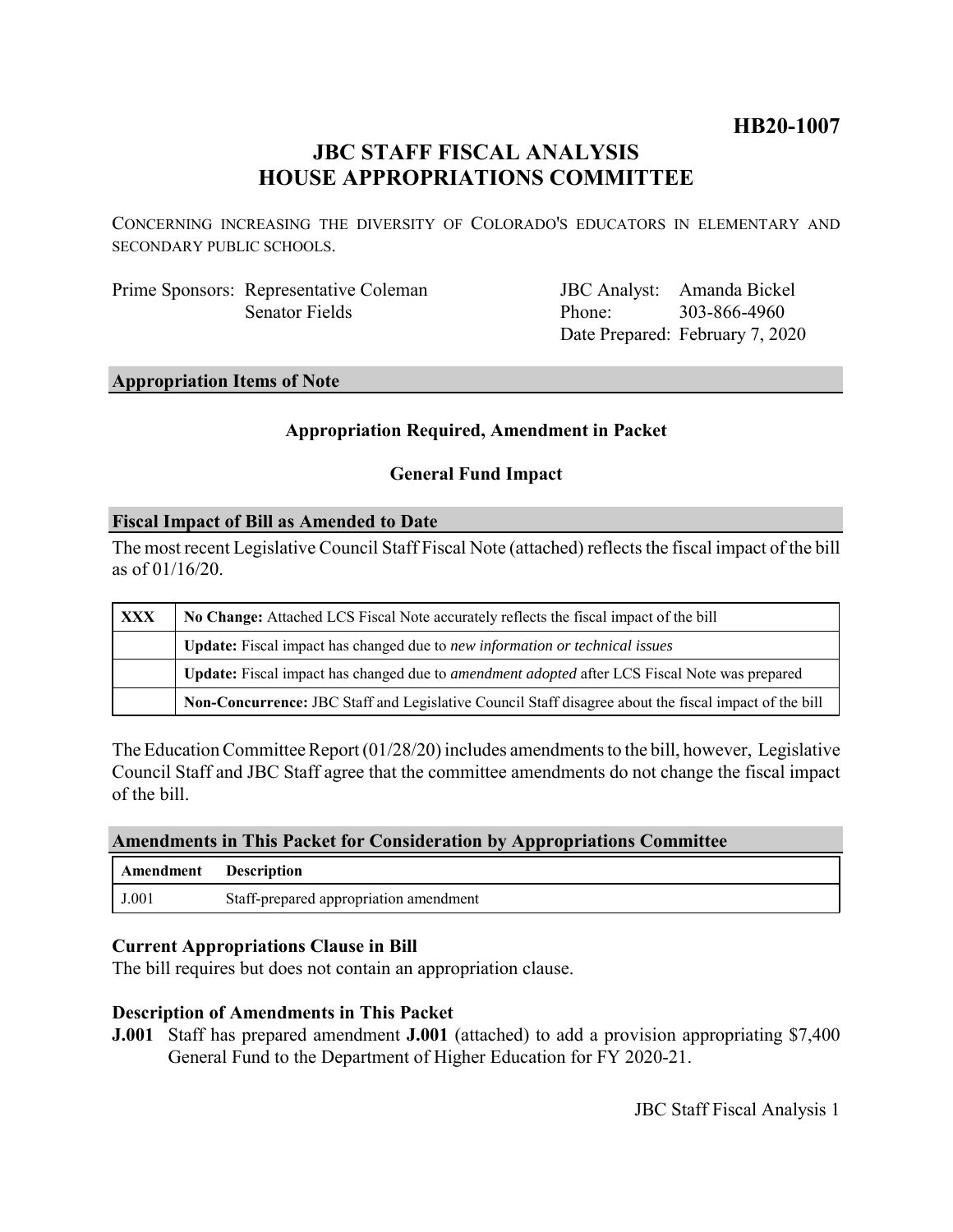**HB20-1007**

# JBC STAFF FISCAL ANALYSIS
# HOUSE APPROPRIATIONS COMMITTEE

CONCERNING INCREASING THE DIVERSITY OF COLORADO'S EDUCATORS IN ELEMENTARY AND SECONDARY PUBLIC SCHOOLS.

| | | | |
|---|---|---|---|
| Prime Sponsors: | Representative Coleman | JBC Analyst: | Amanda Bickel |
| | Senator Fields | Phone: | 303-866-4960 |
| | | Date Prepared: | February 7, 2020 |

## Appropriation Items of Note

**Appropriation Required, Amendment in Packet**

**General Fund Impact**

## Fiscal Impact of Bill as Amended to Date

The most recent Legislative Council Staff Fiscal Note (attached) reflects the fiscal impact of the bill as of 01/16/20.

| | |
|---|---|
| **XXX** | **No Change:** Attached LCS Fiscal Note accurately reflects the fiscal impact of the bill |
| | **Update:** Fiscal impact has changed due to *new information or technical issues* |
| | **Update:** Fiscal impact has changed due to *amendment adopted* after LCS Fiscal Note was prepared |
| | **Non-Concurrence:** JBC Staff and Legislative Council Staff disagree about the fiscal impact of the bill |

The Education Committee Report (01/28/20) includes amendments to the bill, however, Legislative Council Staff and JBC Staff agree that the committee amendments do not change the fiscal impact of the bill.

## Amendments in This Packet for Consideration by Appropriations Committee

| Amendment | Description |
|---|---|
| J.001 | Staff-prepared appropriation amendment |

### Current Appropriations Clause in Bill

The bill requires but does not contain an appropriation clause.

### Description of Amendments in This Packet

**J.001** Staff has prepared amendment **J.001** (attached) to add a provision appropriating $7,400 General Fund to the Department of Higher Education for FY 2020-21.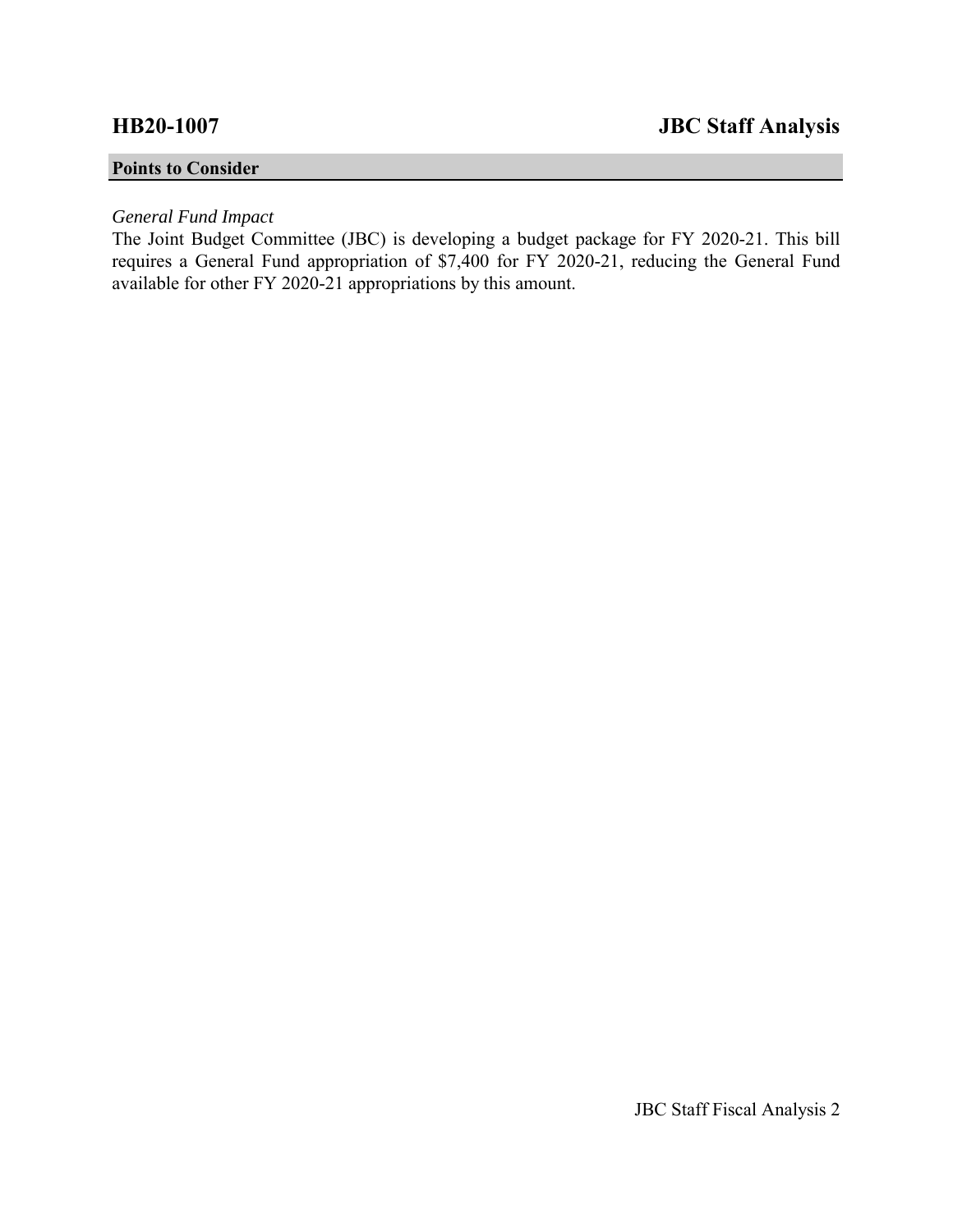## Points to Consider

*General Fund Impact*

The Joint Budget Committee (JBC) is developing a budget package for FY 2020-21. This bill requires a General Fund appropriation of $7,400 for FY 2020-21, reducing the General Fund available for other FY 2020-21 appropriations by this amount.